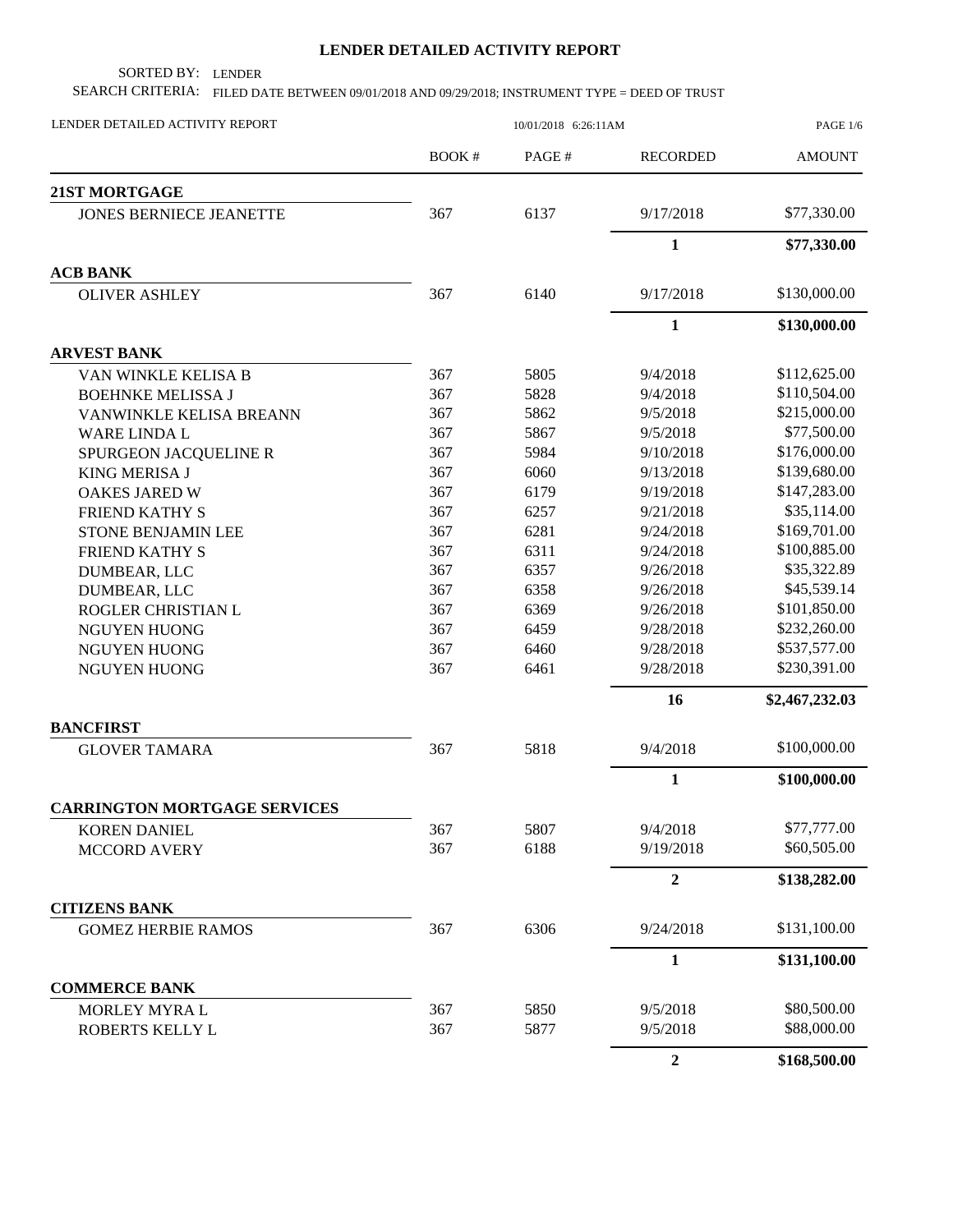# LENDER DETAILED ACTIVITY REPORT

SORTED BY: LENDER

SEARCH CRITERIA: FILED DATE BETWEEN 09/01/2018 AND 09/29/2018; INSTRUMENT TYPE = DEED OF TRUST

LENDER DETAILED ACTIVITY REPORT — 10/01/2018 6:26:11AM

| | BOOK # | PAGE # | RECORDED | AMOUNT |
|---|---|---|---|---|
| **21ST MORTGAGE** | | | | |
| JONES BERNIECE JEANETTE | 367 | 6137 | 9/17/2018 | $77,330.00 |
| | | | **1** | **$77,330.00** |
| **ACB BANK** | | | | |
| OLIVER ASHLEY | 367 | 6140 | 9/17/2018 | $130,000.00 |
| | | | **1** | **$130,000.00** |
| **ARVEST BANK** | | | | |
| VAN WINKLE KELISA B | 367 | 5805 | 9/4/2018 | $112,625.00 |
| BOEHNKE MELISSA J | 367 | 5828 | 9/4/2018 | $110,504.00 |
| VANWINKLE KELISA BREANN | 367 | 5862 | 9/5/2018 | $215,000.00 |
| WARE LINDA L | 367 | 5867 | 9/5/2018 | $77,500.00 |
| SPURGEON JACQUELINE R | 367 | 5984 | 9/10/2018 | $176,000.00 |
| KING MERISA J | 367 | 6060 | 9/13/2018 | $139,680.00 |
| OAKES JARED W | 367 | 6179 | 9/19/2018 | $147,283.00 |
| FRIEND KATHY S | 367 | 6257 | 9/21/2018 | $35,114.00 |
| STONE BENJAMIN LEE | 367 | 6281 | 9/24/2018 | $169,701.00 |
| FRIEND KATHY S | 367 | 6311 | 9/24/2018 | $100,885.00 |
| DUMBEAR, LLC | 367 | 6357 | 9/26/2018 | $35,322.89 |
| DUMBEAR, LLC | 367 | 6358 | 9/26/2018 | $45,539.14 |
| ROGLER CHRISTIAN L | 367 | 6369 | 9/26/2018 | $101,850.00 |
| NGUYEN HUONG | 367 | 6459 | 9/28/2018 | $232,260.00 |
| NGUYEN HUONG | 367 | 6460 | 9/28/2018 | $537,577.00 |
| NGUYEN HUONG | 367 | 6461 | 9/28/2018 | $230,391.00 |
| | | | **16** | **$2,467,232.03** |
| **BANCFIRST** | | | | |
| GLOVER TAMARA | 367 | 5818 | 9/4/2018 | $100,000.00 |
| | | | **1** | **$100,000.00** |
| **CARRINGTON MORTGAGE SERVICES** | | | | |
| KOREN DANIEL | 367 | 5807 | 9/4/2018 | $77,777.00 |
| MCCORD AVERY | 367 | 6188 | 9/19/2018 | $60,505.00 |
| | | | **2** | **$138,282.00** |
| **CITIZENS BANK** | | | | |
| GOMEZ HERBIE RAMOS | 367 | 6306 | 9/24/2018 | $131,100.00 |
| | | | **1** | **$131,100.00** |
| **COMMERCE BANK** | | | | |
| MORLEY MYRA L | 367 | 5850 | 9/5/2018 | $80,500.00 |
| ROBERTS KELLY L | 367 | 5877 | 9/5/2018 | $88,000.00 |
| | | | **2** | **$168,500.00** |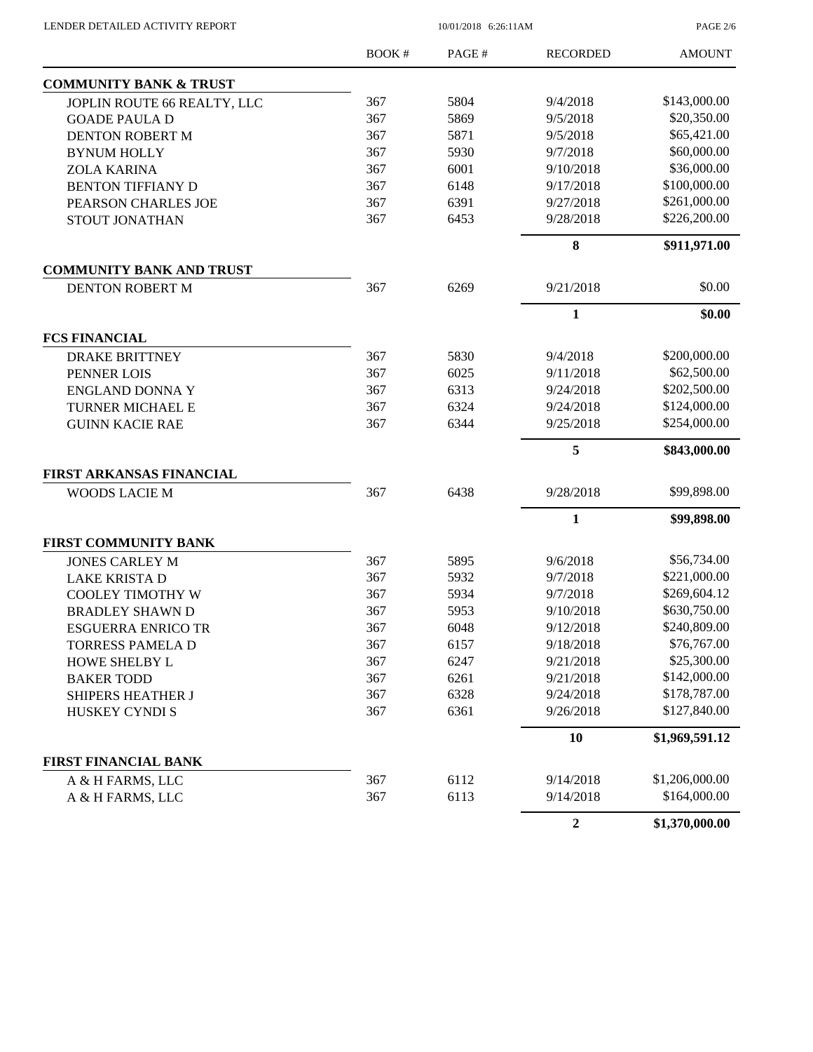| | BOOK # | PAGE # | RECORDED | AMOUNT |
|---|---|---|---|---|
| **COMMUNITY BANK & TRUST** | | | | |
| JOPLIN ROUTE 66 REALTY, LLC | 367 | 5804 | 9/4/2018 | $143,000.00 |
| GOADE PAULA D | 367 | 5869 | 9/5/2018 | $20,350.00 |
| DENTON ROBERT M | 367 | 5871 | 9/5/2018 | $65,421.00 |
| BYNUM HOLLY | 367 | 5930 | 9/7/2018 | $60,000.00 |
| ZOLA KARINA | 367 | 6001 | 9/10/2018 | $36,000.00 |
| BENTON TIFFIANY D | 367 | 6148 | 9/17/2018 | $100,000.00 |
| PEARSON CHARLES JOE | 367 | 6391 | 9/27/2018 | $261,000.00 |
| STOUT JONATHAN | 367 | 6453 | 9/28/2018 | $226,200.00 |
| | | | **8** | **$911,971.00** |
| **COMMUNITY BANK AND TRUST** | | | | |
| DENTON ROBERT M | 367 | 6269 | 9/21/2018 | $0.00 |
| | | | **1** | **$0.00** |
| **FCS FINANCIAL** | | | | |
| DRAKE BRITTNEY | 367 | 5830 | 9/4/2018 | $200,000.00 |
| PENNER LOIS | 367 | 6025 | 9/11/2018 | $62,500.00 |
| ENGLAND DONNA Y | 367 | 6313 | 9/24/2018 | $202,500.00 |
| TURNER MICHAEL E | 367 | 6324 | 9/24/2018 | $124,000.00 |
| GUINN KACIE RAE | 367 | 6344 | 9/25/2018 | $254,000.00 |
| | | | **5** | **$843,000.00** |
| **FIRST ARKANSAS FINANCIAL** | | | | |
| WOODS LACIE M | 367 | 6438 | 9/28/2018 | $99,898.00 |
| | | | **1** | **$99,898.00** |
| **FIRST COMMUNITY BANK** | | | | |
| JONES CARLEY M | 367 | 5895 | 9/6/2018 | $56,734.00 |
| LAKE KRISTA D | 367 | 5932 | 9/7/2018 | $221,000.00 |
| COOLEY TIMOTHY W | 367 | 5934 | 9/7/2018 | $269,604.12 |
| BRADLEY SHAWN D | 367 | 5953 | 9/10/2018 | $630,750.00 |
| ESGUERRA ENRICO TR | 367 | 6048 | 9/12/2018 | $240,809.00 |
| TORRESS PAMELA D | 367 | 6157 | 9/18/2018 | $76,767.00 |
| HOWE SHELBY L | 367 | 6247 | 9/21/2018 | $25,300.00 |
| BAKER TODD | 367 | 6261 | 9/21/2018 | $142,000.00 |
| SHIPERS HEATHER J | 367 | 6328 | 9/24/2018 | $178,787.00 |
| HUSKEY CYNDI S | 367 | 6361 | 9/26/2018 | $127,840.00 |
| | | | **10** | **$1,969,591.12** |
| **FIRST FINANCIAL BANK** | | | | |
| A & H FARMS, LLC | 367 | 6112 | 9/14/2018 | $1,206,000.00 |
| A & H FARMS, LLC | 367 | 6113 | 9/14/2018 | $164,000.00 |
| | | | **2** | **$1,370,000.00** |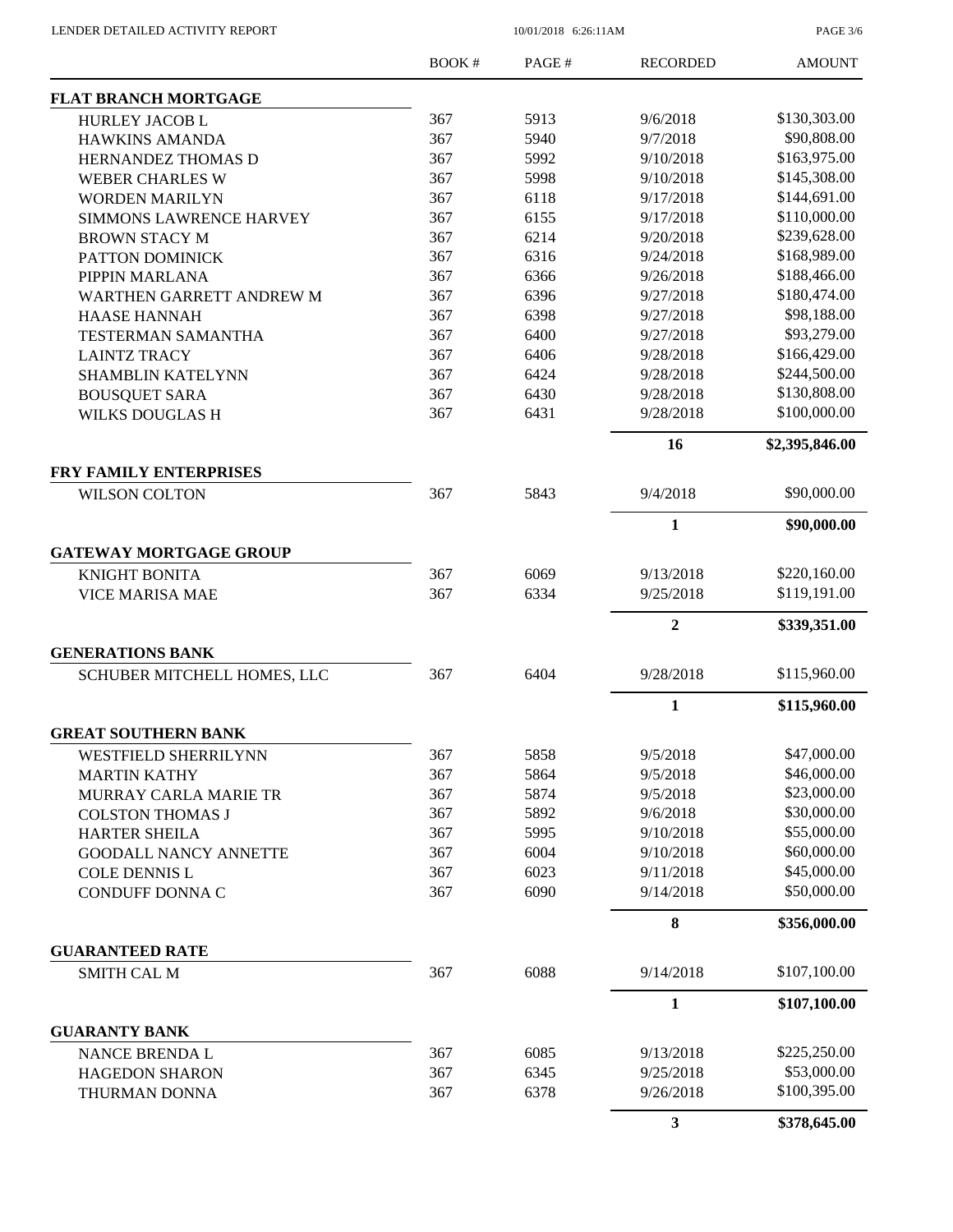| | BOOK # | PAGE # | RECORDED | AMOUNT |
|---|---|---|---|---|
| **FLAT BRANCH MORTGAGE** | | | | |
| HURLEY JACOB L | 367 | 5913 | 9/6/2018 | $130,303.00 |
| HAWKINS AMANDA | 367 | 5940 | 9/7/2018 | $90,808.00 |
| HERNANDEZ THOMAS D | 367 | 5992 | 9/10/2018 | $163,975.00 |
| WEBER CHARLES W | 367 | 5998 | 9/10/2018 | $145,308.00 |
| WORDEN MARILYN | 367 | 6118 | 9/17/2018 | $144,691.00 |
| SIMMONS LAWRENCE HARVEY | 367 | 6155 | 9/17/2018 | $110,000.00 |
| BROWN STACY M | 367 | 6214 | 9/20/2018 | $239,628.00 |
| PATTON DOMINICK | 367 | 6316 | 9/24/2018 | $168,989.00 |
| PIPPIN MARLANA | 367 | 6366 | 9/26/2018 | $188,466.00 |
| WARTHEN GARRETT ANDREW M | 367 | 6396 | 9/27/2018 | $180,474.00 |
| HAASE HANNAH | 367 | 6398 | 9/27/2018 | $98,188.00 |
| TESTERMAN SAMANTHA | 367 | 6400 | 9/27/2018 | $93,279.00 |
| LAINTZ TRACY | 367 | 6406 | 9/28/2018 | $166,429.00 |
| SHAMBLIN KATELYNN | 367 | 6424 | 9/28/2018 | $244,500.00 |
| BOUSQUET SARA | 367 | 6430 | 9/28/2018 | $130,808.00 |
| WILKS DOUGLAS H | 367 | 6431 | 9/28/2018 | $100,000.00 |
| | | | **16** | **$2,395,846.00** |
| **FRY FAMILY ENTERPRISES** | | | | |
| WILSON COLTON | 367 | 5843 | 9/4/2018 | $90,000.00 |
| | | | **1** | **$90,000.00** |
| **GATEWAY MORTGAGE GROUP** | | | | |
| KNIGHT BONITA | 367 | 6069 | 9/13/2018 | $220,160.00 |
| VICE MARISA MAE | 367 | 6334 | 9/25/2018 | $119,191.00 |
| | | | **2** | **$339,351.00** |
| **GENERATIONS BANK** | | | | |
| SCHUBER MITCHELL HOMES, LLC | 367 | 6404 | 9/28/2018 | $115,960.00 |
| | | | **1** | **$115,960.00** |
| **GREAT SOUTHERN BANK** | | | | |
| WESTFIELD SHERRILYNN | 367 | 5858 | 9/5/2018 | $47,000.00 |
| MARTIN KATHY | 367 | 5864 | 9/5/2018 | $46,000.00 |
| MURRAY CARLA MARIE TR | 367 | 5874 | 9/5/2018 | $23,000.00 |
| COLSTON THOMAS J | 367 | 5892 | 9/6/2018 | $30,000.00 |
| HARTER SHEILA | 367 | 5995 | 9/10/2018 | $55,000.00 |
| GOODALL NANCY ANNETTE | 367 | 6004 | 9/10/2018 | $60,000.00 |
| COLE DENNIS L | 367 | 6023 | 9/11/2018 | $45,000.00 |
| CONDUFF DONNA C | 367 | 6090 | 9/14/2018 | $50,000.00 |
| | | | **8** | **$356,000.00** |
| **GUARANTEED RATE** | | | | |
| SMITH CAL M | 367 | 6088 | 9/14/2018 | $107,100.00 |
| | | | **1** | **$107,100.00** |
| **GUARANTY BANK** | | | | |
| NANCE BRENDA L | 367 | 6085 | 9/13/2018 | $225,250.00 |
| HAGEDON SHARON | 367 | 6345 | 9/25/2018 | $53,000.00 |
| THURMAN DONNA | 367 | 6378 | 9/26/2018 | $100,395.00 |
| | | | **3** | **$378,645.00** |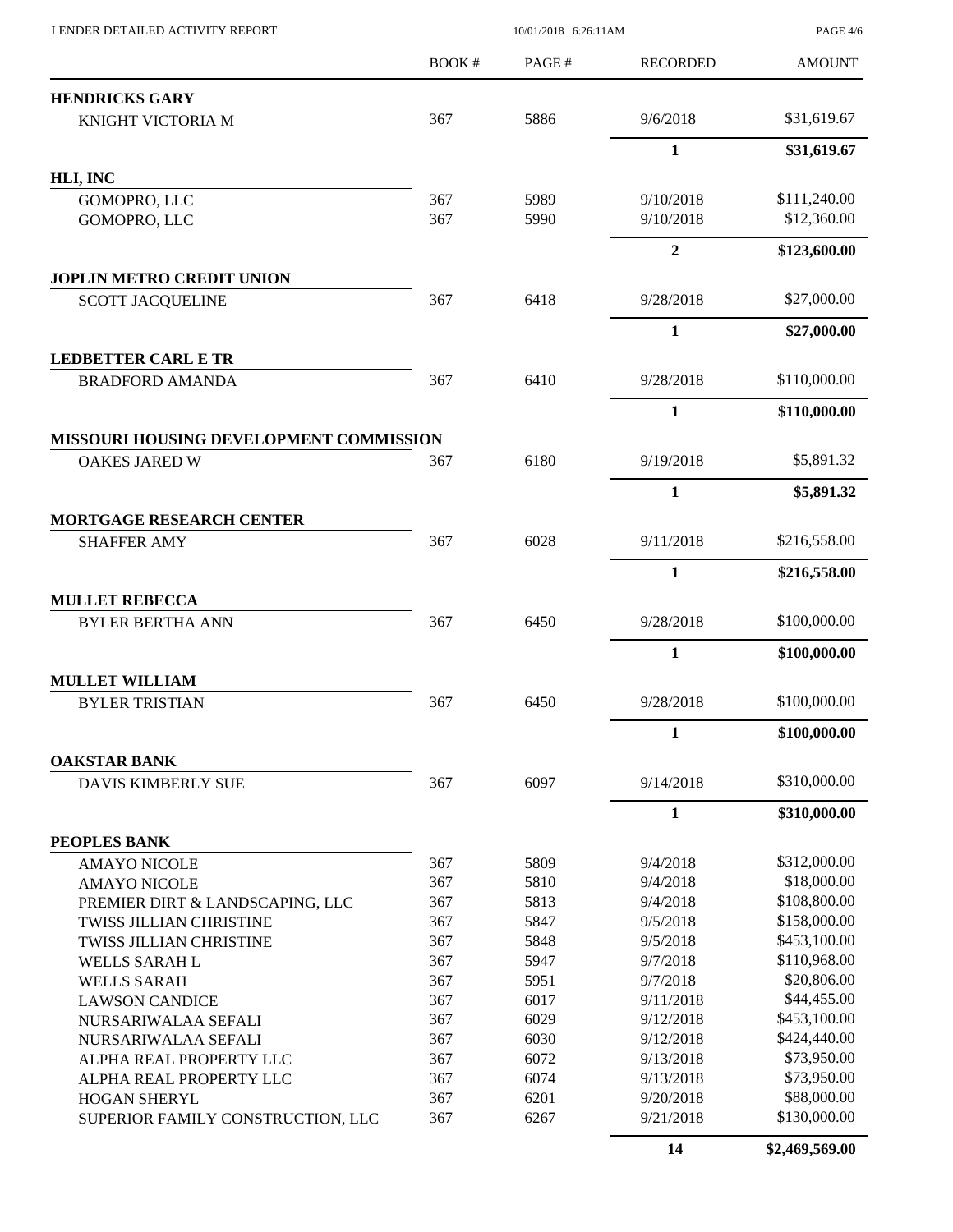| | BOOK # | PAGE # | RECORDED | AMOUNT |
|---|---|---|---|---|
| **HENDRICKS GARY** | | | | |
| KNIGHT VICTORIA M | 367 | 5886 | 9/6/2018 | $31,619.67 |
| | | | **1** | **$31,619.67** |
| **HLI, INC** | | | | |
| GOMOPRO, LLC | 367 | 5989 | 9/10/2018 | $111,240.00 |
| GOMOPRO, LLC | 367 | 5990 | 9/10/2018 | $12,360.00 |
| | | | **2** | **$123,600.00** |
| **JOPLIN METRO CREDIT UNION** | | | | |
| SCOTT JACQUELINE | 367 | 6418 | 9/28/2018 | $27,000.00 |
| | | | **1** | **$27,000.00** |
| **LEDBETTER CARL E TR** | | | | |
| BRADFORD AMANDA | 367 | 6410 | 9/28/2018 | $110,000.00 |
| | | | **1** | **$110,000.00** |
| **MISSOURI HOUSING DEVELOPMENT COMMISSION** | | | | |
| OAKES JARED W | 367 | 6180 | 9/19/2018 | $5,891.32 |
| | | | **1** | **$5,891.32** |
| **MORTGAGE RESEARCH CENTER** | | | | |
| SHAFFER AMY | 367 | 6028 | 9/11/2018 | $216,558.00 |
| | | | **1** | **$216,558.00** |
| **MULLET REBECCA** | | | | |
| BYLER BERTHA ANN | 367 | 6450 | 9/28/2018 | $100,000.00 |
| | | | **1** | **$100,000.00** |
| **MULLET WILLIAM** | | | | |
| BYLER TRISTIAN | 367 | 6450 | 9/28/2018 | $100,000.00 |
| | | | **1** | **$100,000.00** |
| **OAKSTAR BANK** | | | | |
| DAVIS KIMBERLY SUE | 367 | 6097 | 9/14/2018 | $310,000.00 |
| | | | **1** | **$310,000.00** |
| **PEOPLES BANK** | | | | |
| AMAYO NICOLE | 367 | 5809 | 9/4/2018 | $312,000.00 |
| AMAYO NICOLE | 367 | 5810 | 9/4/2018 | $18,000.00 |
| PREMIER DIRT & LANDSCAPING, LLC | 367 | 5813 | 9/4/2018 | $108,800.00 |
| TWISS JILLIAN CHRISTINE | 367 | 5847 | 9/5/2018 | $158,000.00 |
| TWISS JILLIAN CHRISTINE | 367 | 5848 | 9/5/2018 | $453,100.00 |
| WELLS SARAH L | 367 | 5947 | 9/7/2018 | $110,968.00 |
| WELLS SARAH | 367 | 5951 | 9/7/2018 | $20,806.00 |
| LAWSON CANDICE | 367 | 6017 | 9/11/2018 | $44,455.00 |
| NURSARIWALAA SEFALI | 367 | 6029 | 9/12/2018 | $453,100.00 |
| NURSARIWALAA SEFALI | 367 | 6030 | 9/12/2018 | $424,440.00 |
| ALPHA REAL PROPERTY LLC | 367 | 6072 | 9/13/2018 | $73,950.00 |
| ALPHA REAL PROPERTY LLC | 367 | 6074 | 9/13/2018 | $73,950.00 |
| HOGAN SHERYL | 367 | 6201 | 9/20/2018 | $88,000.00 |
| SUPERIOR FAMILY CONSTRUCTION, LLC | 367 | 6267 | 9/21/2018 | $130,000.00 |
| | | | **14** | **$2,469,569.00** |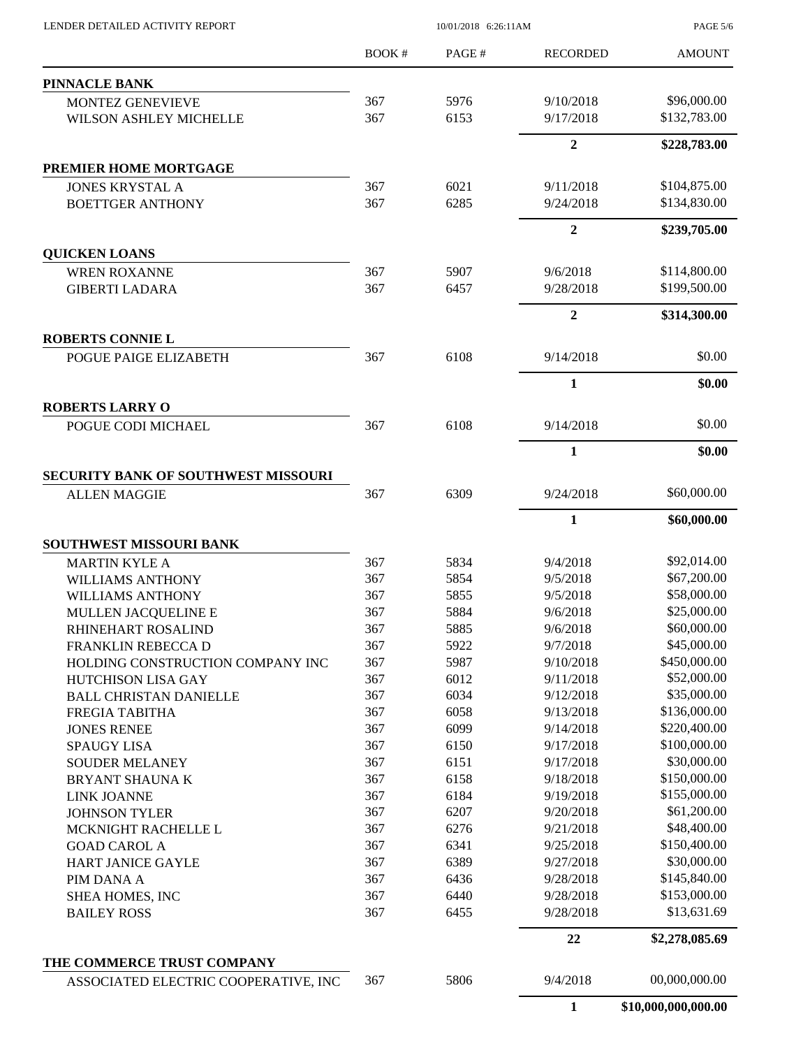LENDER DETAILED ACTIVITY REPORT

| | BOOK # | PAGE # | RECORDED | AMOUNT |
|---|---|---|---|---|
| **PINNACLE BANK** | | | | |
| MONTEZ GENEVIEVE | 367 | 5976 | 9/10/2018 | $96,000.00 |
| WILSON ASHLEY MICHELLE | 367 | 6153 | 9/17/2018 | $132,783.00 |
| | | | **2** | **$228,783.00** |
| **PREMIER HOME MORTGAGE** | | | | |
| JONES KRYSTAL A | 367 | 6021 | 9/11/2018 | $104,875.00 |
| BOETTGER ANTHONY | 367 | 6285 | 9/24/2018 | $134,830.00 |
| | | | **2** | **$239,705.00** |
| **QUICKEN LOANS** | | | | |
| WREN ROXANNE | 367 | 5907 | 9/6/2018 | $114,800.00 |
| GIBERTI LADARA | 367 | 6457 | 9/28/2018 | $199,500.00 |
| | | | **2** | **$314,300.00** |
| **ROBERTS CONNIE L** | | | | |
| POGUE PAIGE ELIZABETH | 367 | 6108 | 9/14/2018 | $0.00 |
| | | | **1** | **$0.00** |
| **ROBERTS LARRY O** | | | | |
| POGUE CODI MICHAEL | 367 | 6108 | 9/14/2018 | $0.00 |
| | | | **1** | **$0.00** |
| **SECURITY BANK OF SOUTHWEST MISSOURI** | | | | |
| ALLEN MAGGIE | 367 | 6309 | 9/24/2018 | $60,000.00 |
| | | | **1** | **$60,000.00** |
| **SOUTHWEST MISSOURI BANK** | | | | |
| MARTIN KYLE A | 367 | 5834 | 9/4/2018 | $92,014.00 |
| WILLIAMS ANTHONY | 367 | 5854 | 9/5/2018 | $67,200.00 |
| WILLIAMS ANTHONY | 367 | 5855 | 9/5/2018 | $58,000.00 |
| MULLEN JACQUELINE E | 367 | 5884 | 9/6/2018 | $25,000.00 |
| RHINEHART ROSALIND | 367 | 5885 | 9/6/2018 | $60,000.00 |
| FRANKLIN REBECCA D | 367 | 5922 | 9/7/2018 | $45,000.00 |
| HOLDING CONSTRUCTION COMPANY INC | 367 | 5987 | 9/10/2018 | $450,000.00 |
| HUTCHISON LISA GAY | 367 | 6012 | 9/11/2018 | $52,000.00 |
| BALL CHRISTAN DANIELLE | 367 | 6034 | 9/12/2018 | $35,000.00 |
| FREGIA TABITHA | 367 | 6058 | 9/13/2018 | $136,000.00 |
| JONES RENEE | 367 | 6099 | 9/14/2018 | $220,400.00 |
| SPAUGY LISA | 367 | 6150 | 9/17/2018 | $100,000.00 |
| SOUDER MELANEY | 367 | 6151 | 9/17/2018 | $30,000.00 |
| BRYANT SHAUNA K | 367 | 6158 | 9/18/2018 | $150,000.00 |
| LINK JOANNE | 367 | 6184 | 9/19/2018 | $155,000.00 |
| JOHNSON TYLER | 367 | 6207 | 9/20/2018 | $61,200.00 |
| MCKNIGHT RACHELLE L | 367 | 6276 | 9/21/2018 | $48,400.00 |
| GOAD CAROL A | 367 | 6341 | 9/25/2018 | $150,400.00 |
| HART JANICE GAYLE | 367 | 6389 | 9/27/2018 | $30,000.00 |
| PIM DANA A | 367 | 6436 | 9/28/2018 | $145,840.00 |
| SHEA HOMES, INC | 367 | 6440 | 9/28/2018 | $153,000.00 |
| BAILEY ROSS | 367 | 6455 | 9/28/2018 | $13,631.69 |
| | | | **22** | **$2,278,085.69** |
| **THE COMMERCE TRUST COMPANY** | | | | |
| ASSOCIATED ELECTRIC COOPERATIVE, INC | 367 | 5806 | 9/4/2018 | 00,000,000.00 |
| | | | **1** | **$10,000,000,000.00** |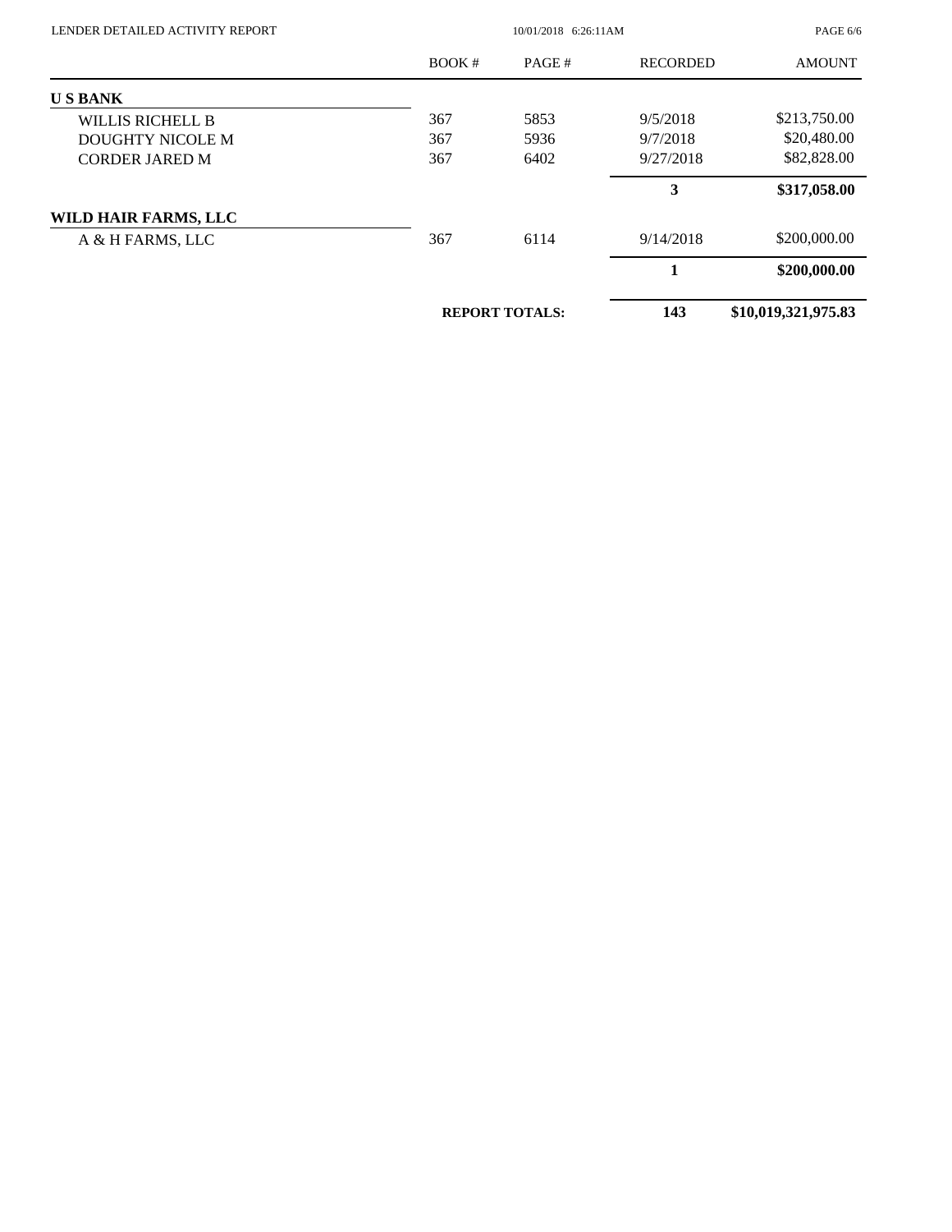| | BOOK # | PAGE # | RECORDED | AMOUNT |
|---|---|---|---|---|
| **U S BANK** | | | | |
| WILLIS RICHELL B | 367 | 5853 | 9/5/2018 | $213,750.00 |
| DOUGHTY NICOLE M | 367 | 5936 | 9/7/2018 | $20,480.00 |
| CORDER JARED M | 367 | 6402 | 9/27/2018 | $82,828.00 |
| | | | **3** | **$317,058.00** |
| **WILD HAIR FARMS, LLC** | | | | |
| A & H FARMS, LLC | 367 | 6114 | 9/14/2018 | $200,000.00 |
| | | | **1** | **$200,000.00** |
| | **REPORT TOTALS:** | | **143** | **$10,019,321,975.83** |